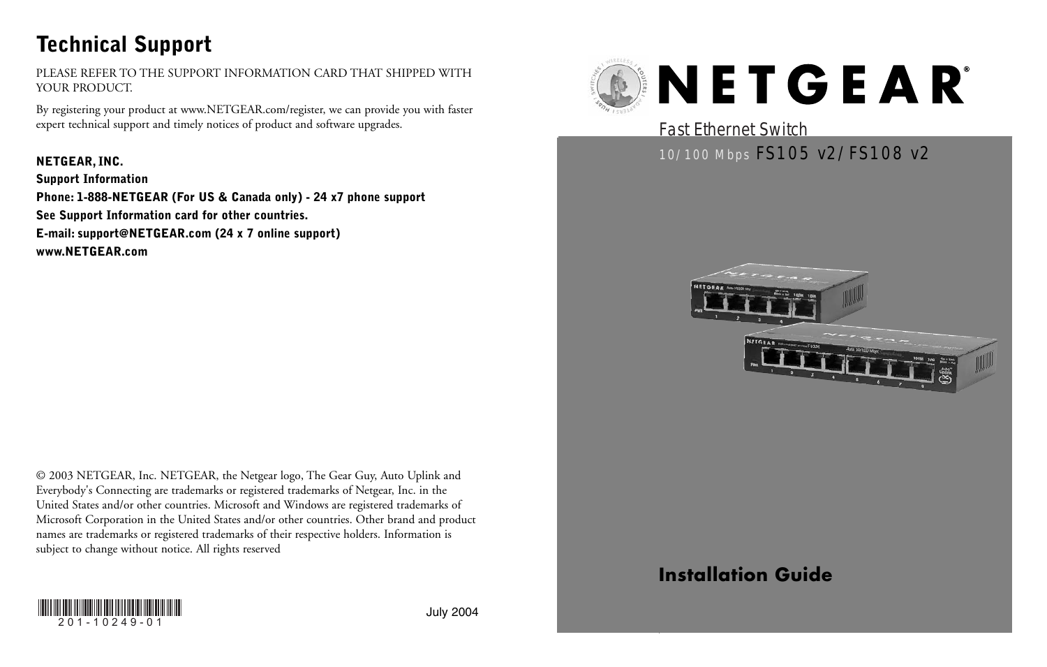## Technical Support

PLEASE REFER TO THE SUPPORT INFORMATION CARD THAT SHIPPED WITH YOUR PRODUCT.

By registering your product at www.NETGEAR.com/register, we can provide you with faster expert technical support and timely notices of product and software upgrades.

**NETGEAR, INC.**
**Support Information**
**Phone: 1-888-NETGEAR (For US & Canada only) - 24 x7 phone support**
**See Support Information card for other countries.**
**E-mail: support@NETGEAR.com (24 x 7 online support)**
**www.NETGEAR.com**

© 2003 NETGEAR, Inc. NETGEAR, the Netgear logo, The Gear Guy, Auto Uplink and Everybody's Connecting are trademarks or registered trademarks of Netgear, Inc. in the United States and/or other countries. Microsoft and Windows are registered trademarks of Microsoft Corporation in the United States and/or other countries. Other brand and product names are trademarks or registered trademarks of their respective holders. Information is subject to change without notice. All rights reserved

201-10249-01

July 2004

# NETGEAR®

Fast Ethernet Switch

10/100 Mbps FS105 v2/ FS108 v2

## Installation Guide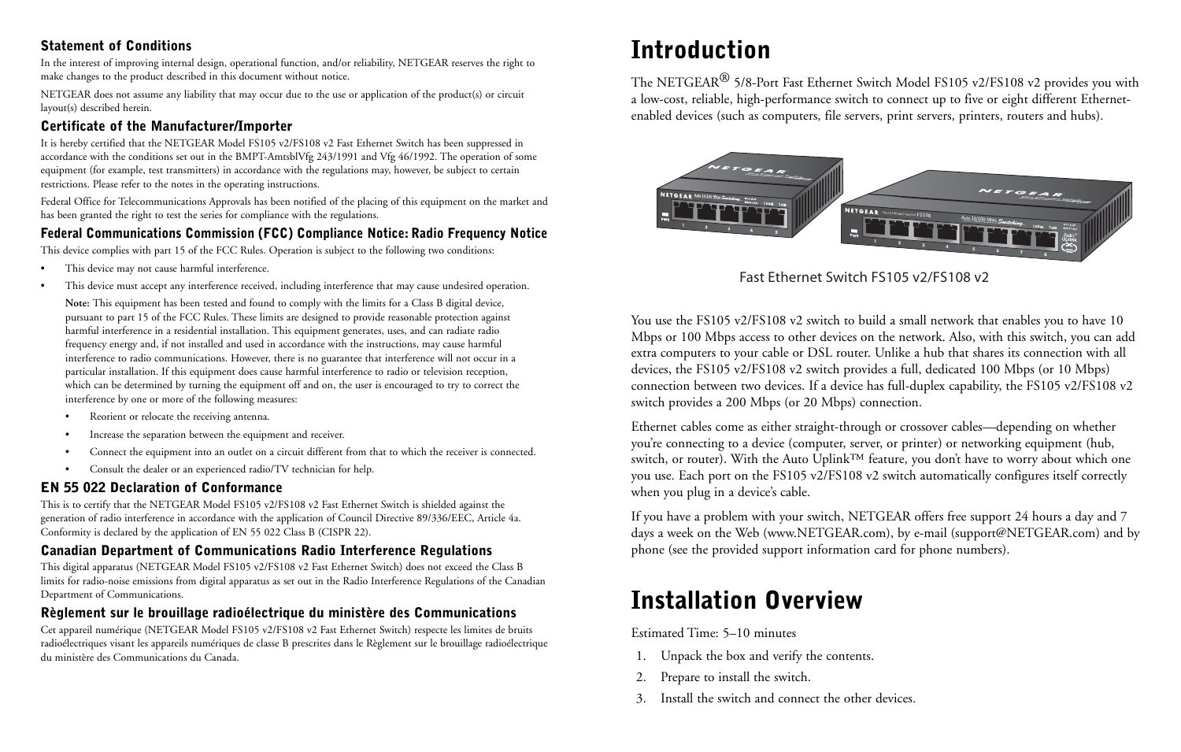### Statement of Conditions

In the interest of improving internal design, operational function, and/or reliability, NETGEAR reserves the right to make changes to the product described in this document without notice.

NETGEAR does not assume any liability that may occur due to the use or application of the product(s) or circuit layout(s) described herein.

### Certificate of the Manufacturer/Importer

It is hereby certified that the NETGEAR Model FS105 v2/FS108 v2 Fast Ethernet Switch has been suppressed in accordance with the conditions set out in the BMPT-AmtsblVfg 243/1991 and Vfg 46/1992. The operation of some equipment (for example, test transmitters) in accordance with the regulations may, however, be subject to certain restrictions. Please refer to the notes in the operating instructions.

Federal Office for Telecommunications Approvals has been notified of the placing of this equipment on the market and has been granted the right to test the series for compliance with the regulations.

### Federal Communications Commission (FCC) Compliance Notice: Radio Frequency Notice

This device complies with part 15 of the FCC Rules. Operation is subject to the following two conditions:

- This device may not cause harmful interference.
- This device must accept any interference received, including interference that may cause undesired operation.

  **Note:** This equipment has been tested and found to comply with the limits for a Class B digital device, pursuant to part 15 of the FCC Rules. These limits are designed to provide reasonable protection against harmful interference in a residential installation. This equipment generates, uses, and can radiate radio frequency energy and, if not installed and used in accordance with the instructions, may cause harmful interference to radio communications. However, there is no guarantee that interference will not occur in a particular installation. If this equipment does cause harmful interference to radio or television reception, which can be determined by turning the equipment off and on, the user is encouraged to try to correct the interference by one or more of the following measures:

  - Reorient or relocate the receiving antenna.
  - Increase the separation between the equipment and receiver.
  - Connect the equipment into an outlet on a circuit different from that to which the receiver is connected.
  - Consult the dealer or an experienced radio/TV technician for help.

### EN 55 022 Declaration of Conformance

This is to certify that the NETGEAR Model FS105 v2/FS108 v2 Fast Ethernet Switch is shielded against the generation of radio interference in accordance with the application of Council Directive 89/336/EEC, Article 4a. Conformity is declared by the application of EN 55 022 Class B (CISPR 22).

### Canadian Department of Communications Radio Interference Regulations

This digital apparatus (NETGEAR Model FS105 v2/FS108 v2 Fast Ethernet Switch) does not exceed the Class B limits for radio-noise emissions from digital apparatus as set out in the Radio Interference Regulations of the Canadian Department of Communications.

### Règlement sur le brouillage radioélectrique du ministère des Communications

Cet appareil numérique (NETGEAR Model FS105 v2/FS108 v2 Fast Ethernet Switch) respecte les limites de bruits radioélectriques visant les appareils numériques de classe B prescrites dans le Règlement sur le brouillage radioélectrique du ministère des Communications du Canada.

# Introduction

The NETGEAR® 5/8-Port Fast Ethernet Switch Model FS105 v2/FS108 v2 provides you with a low-cost, reliable, high-performance switch to connect up to five or eight different Ethernet-enabled devices (such as computers, file servers, print servers, printers, routers and hubs).

Fast Ethernet Switch FS105 v2/FS108 v2

You use the FS105 v2/FS108 v2 switch to build a small network that enables you to have 10 Mbps or 100 Mbps access to other devices on the network. Also, with this switch, you can add extra computers to your cable or DSL router. Unlike a hub that shares its connection with all devices, the FS105 v2/FS108 v2 switch provides a full, dedicated 100 Mbps (or 10 Mbps) connection between two devices. If a device has full-duplex capability, the FS105 v2/FS108 v2 switch provides a 200 Mbps (or 20 Mbps) connection.

Ethernet cables come as either straight-through or crossover cables—depending on whether you're connecting to a device (computer, server, or printer) or networking equipment (hub, switch, or router). With the Auto Uplink™ feature, you don't have to worry about which one you use. Each port on the FS105 v2/FS108 v2 switch automatically configures itself correctly when you plug in a device's cable.

If you have a problem with your switch, NETGEAR offers free support 24 hours a day and 7 days a week on the Web (www.NETGEAR.com), by e-mail (support@NETGEAR.com) and by phone (see the provided support information card for phone numbers).

# Installation Overview

Estimated Time: 5–10 minutes

1. Unpack the box and verify the contents.
2. Prepare to install the switch.
3. Install the switch and connect the other devices.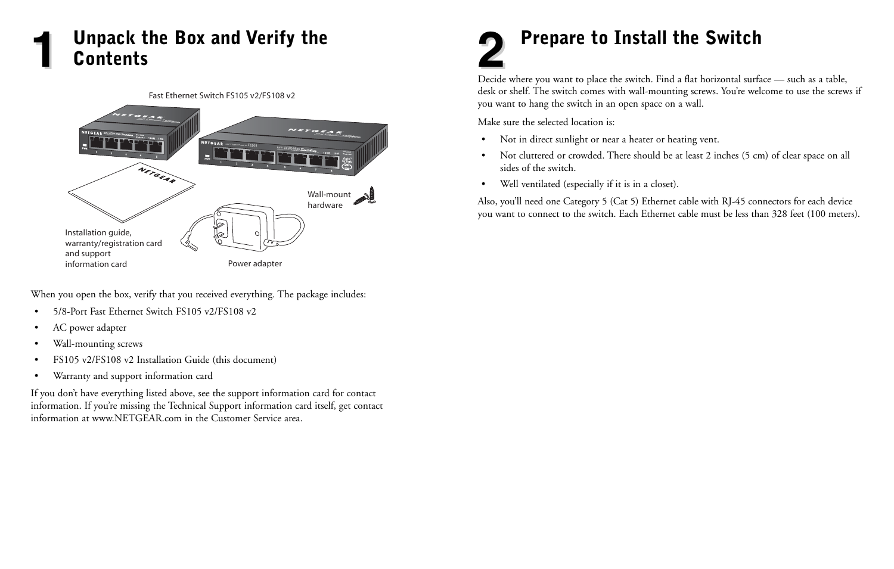# 1 Unpack the Box and Verify the Contents

Fast Ethernet Switch FS105 v2/FS108 v2

Wall-mount hardware

Installation guide, warranty/registration card and support information card

Power adapter

When you open the box, verify that you received everything. The package includes:

- 5/8-Port Fast Ethernet Switch FS105 v2/FS108 v2
- AC power adapter
- Wall-mounting screws
- FS105 v2/FS108 v2 Installation Guide (this document)
- Warranty and support information card

If you don't have everything listed above, see the support information card for contact information. If you're missing the Technical Support information card itself, get contact information at www.NETGEAR.com in the Customer Service area.

# 2 Prepare to Install the Switch

Decide where you want to place the switch. Find a flat horizontal surface — such as a table, desk or shelf. The switch comes with wall-mounting screws. You're welcome to use the screws if you want to hang the switch in an open space on a wall.

Make sure the selected location is:

- Not in direct sunlight or near a heater or heating vent.
- Not cluttered or crowded. There should be at least 2 inches (5 cm) of clear space on all sides of the switch.
- Well ventilated (especially if it is in a closet).

Also, you'll need one Category 5 (Cat 5) Ethernet cable with RJ-45 connectors for each device you want to connect to the switch. Each Ethernet cable must be less than 328 feet (100 meters).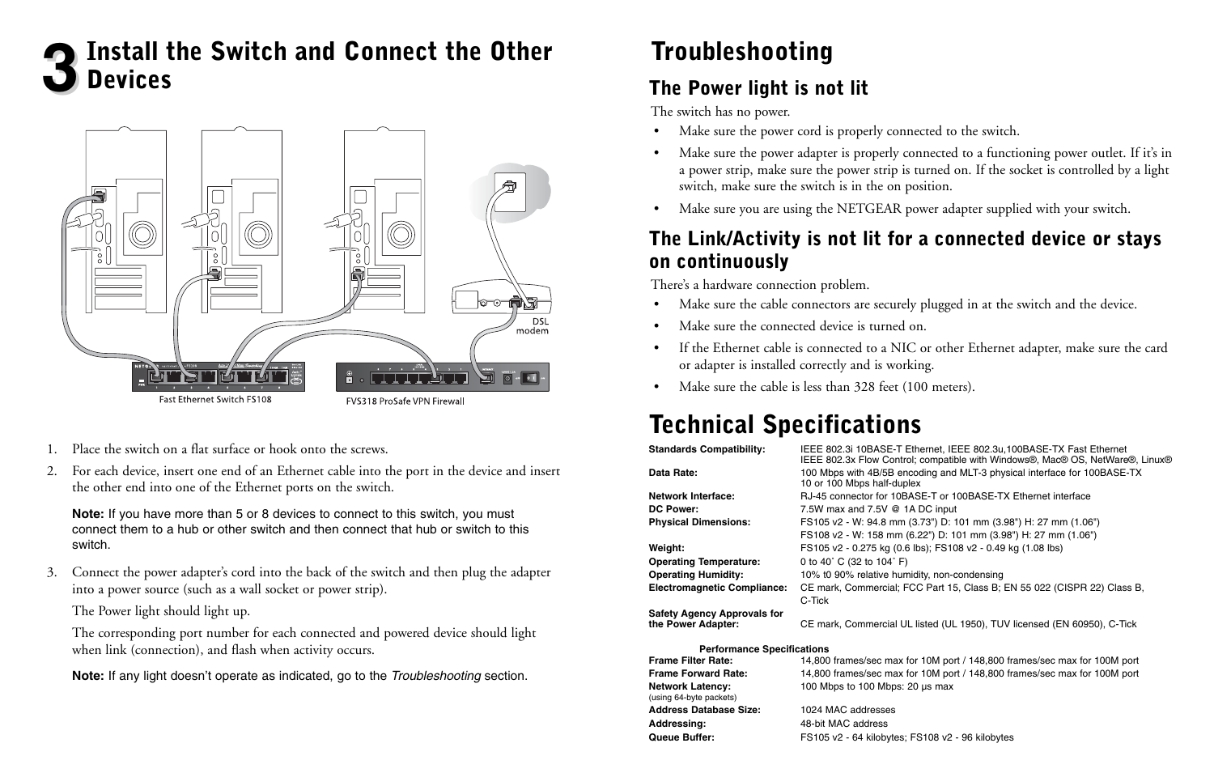# 3 Install the Switch and Connect the Other Devices

DSL modem

Fast Ethernet Switch FS108

FVS318 ProSafe VPN Firewall

1. Place the switch on a flat surface or hook onto the screws.
2. For each device, insert one end of an Ethernet cable into the port in the device and insert the other end into one of the Ethernet ports on the switch.

   **Note:** If you have more than 5 or 8 devices to connect to this switch, you must connect them to a hub or other switch and then connect that hub or switch to this switch.

3. Connect the power adapter's cord into the back of the switch and then plug the adapter into a power source (such as a wall socket or power strip).

   The Power light should light up.

   The corresponding port number for each connected and powered device should light when link (connection), and flash when activity occurs.

   **Note:** If any light doesn't operate as indicated, go to the *Troubleshooting* section.

# Troubleshooting

## The Power light is not lit

The switch has no power.

- Make sure the power cord is properly connected to the switch.
- Make sure the power adapter is properly connected to a functioning power outlet. If it's in a power strip, make sure the power strip is turned on. If the socket is controlled by a light switch, make sure the switch is in the on position.
- Make sure you are using the NETGEAR power adapter supplied with your switch.

## The Link/Activity is not lit for a connected device or stays on continuously

There's a hardware connection problem.

- Make sure the cable connectors are securely plugged in at the switch and the device.
- Make sure the connected device is turned on.
- If the Ethernet cable is connected to a NIC or other Ethernet adapter, make sure the card or adapter is installed correctly and is working.
- Make sure the cable is less than 328 feet (100 meters).

# Technical Specifications

| | |
|---|---|
| **Standards Compatibility:** | IEEE 802.3i 10BASE-T Ethernet, IEEE 802.3u,100BASE-TX Fast Ethernet<br>IEEE 802.3x Flow Control; compatible with Windows®, Mac® OS, NetWare®, Linux® |
| **Data Rate:** | 100 Mbps with 4B/5B encoding and MLT-3 physical interface for 100BASE-TX<br>10 or 100 Mbps half-duplex |
| **Network Interface:** | RJ-45 connector for 10BASE-T or 100BASE-TX Ethernet interface |
| **DC Power:** | 7.5W max and 7.5V @ 1A DC input |
| **Physical Dimensions:** | FS105 v2 - W: 94.8 mm (3.73") D: 101 mm (3.98") H: 27 mm (1.06")<br>FS108 v2 - W: 158 mm (6.22") D: 101 mm (3.98") H: 27 mm (1.06") |
| **Weight:** | FS105 v2 - 0.275 kg (0.6 lbs); FS108 v2 - 0.49 kg (1.08 lbs) |
| **Operating Temperature:** | 0 to 40˚ C (32 to 104˚ F) |
| **Operating Humidity:** | 10% t0 90% relative humidity, non-condensing |
| **Electromagnetic Compliance:** | CE mark, Commercial; FCC Part 15, Class B; EN 55 022 (CISPR 22) Class B, C-Tick |
| **Safety Agency Approvals for the Power Adapter:** | CE mark, Commercial UL listed (UL 1950), TUV licensed (EN 60950), C-Tick |

**Performance Specifications**

| | |
|---|---|
| **Frame Filter Rate:** | 14,800 frames/sec max for 10M port / 148,800 frames/sec max for 100M port |
| **Frame Forward Rate:** | 14,800 frames/sec max for 10M port / 148,800 frames/sec max for 100M port |
| **Network Latency:** (using 64-byte packets) | 100 Mbps to 100 Mbps: 20 µs max |
| **Address Database Size:** | 1024 MAC addresses |
| **Addressing:** | 48-bit MAC address |
| **Queue Buffer:** | FS105 v2 - 64 kilobytes; FS108 v2 - 96 kilobytes |